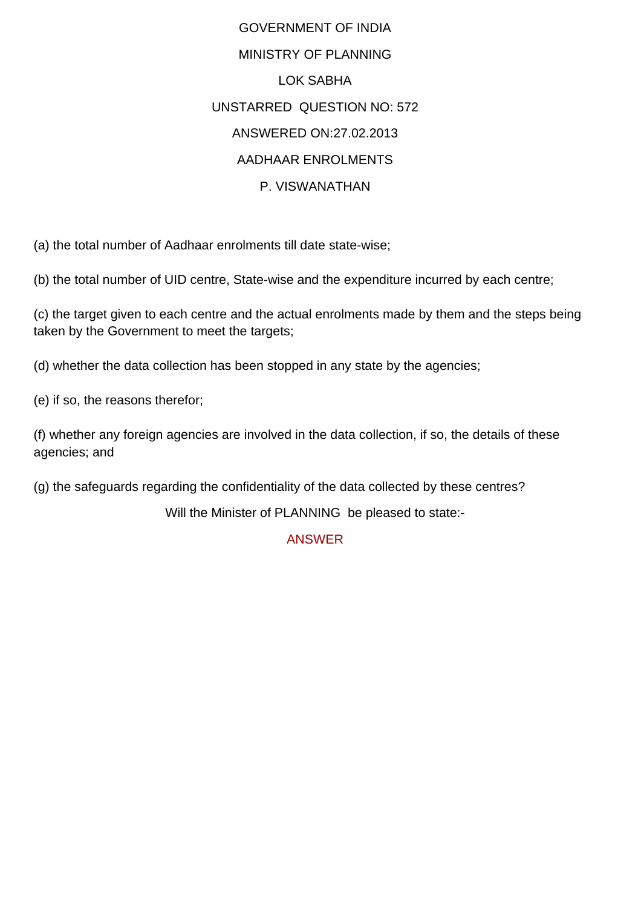GOVERNMENT OF INDIA

MINISTRY OF PLANNING

LOK SABHA

UNSTARRED QUESTION NO: 572

ANSWERED ON:27.02.2013

AADHAAR ENROLMENTS

P. VISWANATHAN

(a) the total number of Aadhaar enrolments till date state-wise;

(b) the total number of UID centre, State-wise and the expenditure incurred by each centre;

(c) the target given to each centre and the actual enrolments made by them and the steps being taken by the Government to meet the targets;

(d) whether the data collection has been stopped in any state by the agencies;

(e) if so, the reasons therefor;

(f) whether any foreign agencies are involved in the data collection, if so, the details of these agencies; and

(g) the safeguards regarding the confidentiality of the data collected by these centres?

Will the Minister of PLANNING be pleased to state:-

ANSWER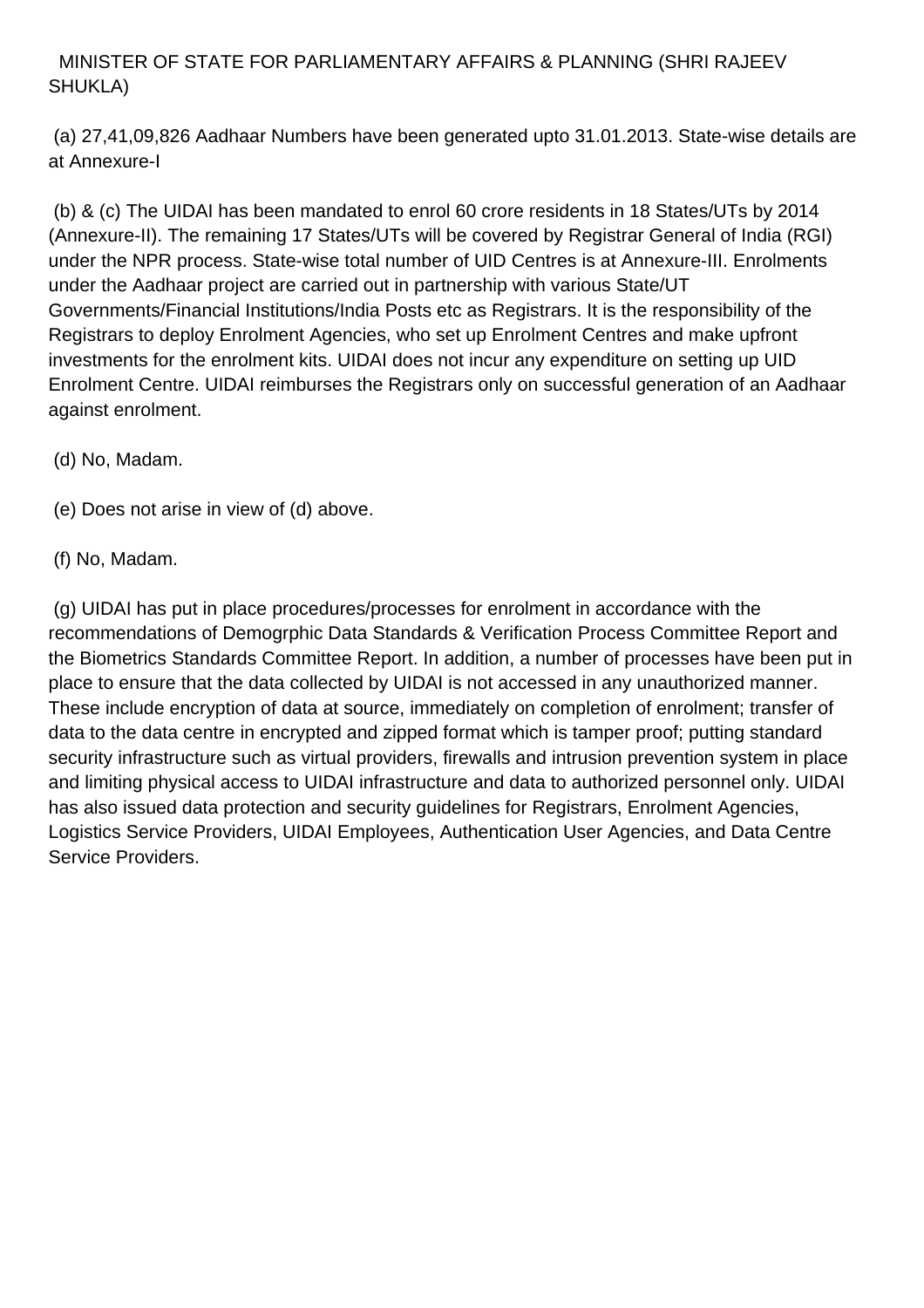MINISTER OF STATE FOR PARLIAMENTARY AFFAIRS & PLANNING (SHRI RAJEEV SHUKLA)

(a) 27,41,09,826 Aadhaar Numbers have been generated upto 31.01.2013. State-wise details are at Annexure-I

(b) & (c) The UIDAI has been mandated to enrol 60 crore residents in 18 States/UTs by 2014 (Annexure-II). The remaining 17 States/UTs will be covered by Registrar General of India (RGI) under the NPR process. State-wise total number of UID Centres is at Annexure-III. Enrolments under the Aadhaar project are carried out in partnership with various State/UT Governments/Financial Institutions/India Posts etc as Registrars. It is the responsibility of the Registrars to deploy Enrolment Agencies, who set up Enrolment Centres and make upfront investments for the enrolment kits. UIDAI does not incur any expenditure on setting up UID Enrolment Centre. UIDAI reimburses the Registrars only on successful generation of an Aadhaar against enrolment.

(d) No, Madam.

(e) Does not arise in view of (d) above.

(f) No, Madam.

(g) UIDAI has put in place procedures/processes for enrolment in accordance with the recommendations of Demogrphic Data Standards & Verification Process Committee Report and the Biometrics Standards Committee Report. In addition, a number of processes have been put in place to ensure that the data collected by UIDAI is not accessed in any unauthorized manner. These include encryption of data at source, immediately on completion of enrolment; transfer of data to the data centre in encrypted and zipped format which is tamper proof; putting standard security infrastructure such as virtual providers, firewalls and intrusion prevention system in place and limiting physical access to UIDAI infrastructure and data to authorized personnel only. UIDAI has also issued data protection and security guidelines for Registrars, Enrolment Agencies, Logistics Service Providers, UIDAI Employees, Authentication User Agencies, and Data Centre Service Providers.